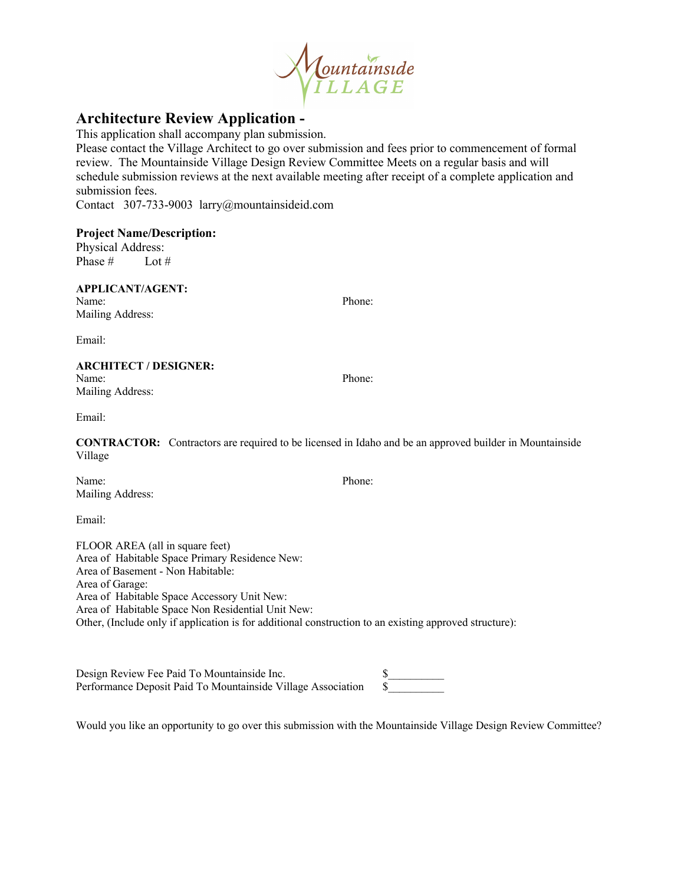## Architecture Review Application -

This application shall accompany plan submission.

Please contact the Village Architect to go over submission and fees prior to commencement of formal review. The Mountainside Village Design Review Committee Meets on a regular basis and will schedule submission reviews at the next available meeting after receipt of a complete application and submission fees.

Contact 307-733-9003 larry@mountainsideid.com

**Project Name/Description:**

Physical Address:

Phase # Lot #

**APPLICANT/AGENT:**

Name: Phone:

Mailing Address:

Email:

**ARCHITECT / DESIGNER:**

Name: Phone:

Mailing Address:

Email:

**CONTRACTOR:** Contractors are required to be licensed in Idaho and be an approved builder in Mountainside Village

Name: Phone:

Mailing Address:

Email:

FLOOR AREA (all in square feet)

Area of Habitable Space Primary Residence New:

Area of Basement - Non Habitable:

Area of Garage:

Area of Habitable Space Accessory Unit New:

Area of Habitable Space Non Residential Unit New:

Other, (Include only if application is for additional construction to an existing approved structure):

Design Review Fee Paid To Mountainside Inc. $__________

Performance Deposit Paid To Mountainside Village Association $__________

Would you like an opportunity to go over this submission with the Mountainside Village Design Review Committee?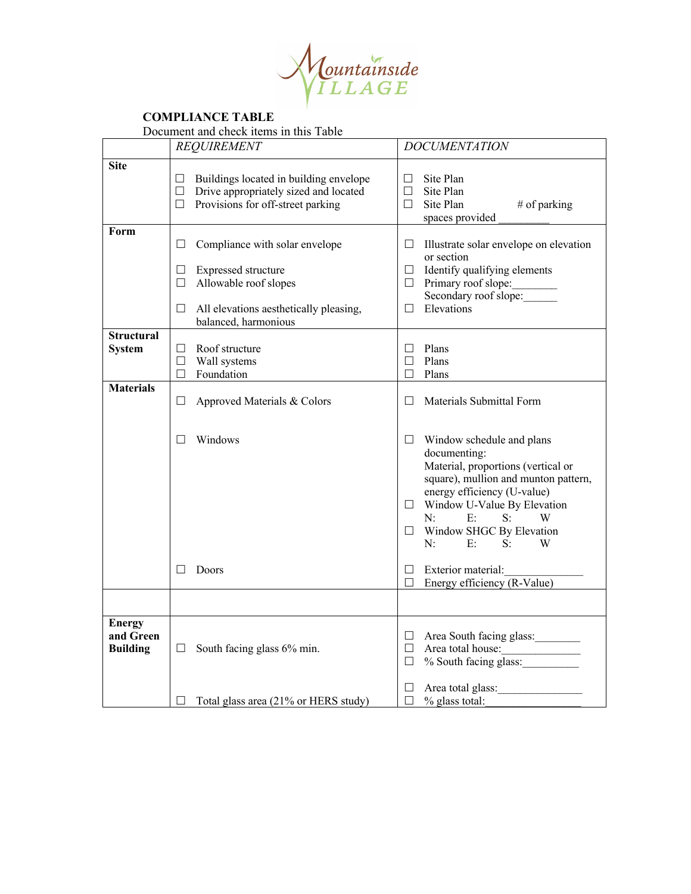Mountainside VILLAGE

**COMPLIANCE TABLE**

Document and check items in this Table

| | *REQUIREMENT* | *DOCUMENTATION* |
|---|---|---|
| **Site** | ☐ Buildings located in building envelope<br>☐ Drive appropriately sized and located<br>☐ Provisions for off-street parking | ☐ Site Plan<br>☐ Site Plan<br>☐ Site Plan # of parking spaces provided _________ |
| **Form** | ☐ Compliance with solar envelope<br><br>☐ Expressed structure<br>☐ Allowable roof slopes<br><br>☐ All elevations aesthetically pleasing, balanced, harmonious | ☐ Illustrate solar envelope on elevation or section<br>☐ Identify qualifying elements<br>☐ Primary roof slope:________<br>Secondary roof slope:______<br>☐ Elevations |
| **Structural System** | ☐ Roof structure<br>☐ Wall systems<br>☐ Foundation | ☐ Plans<br>☐ Plans<br>☐ Plans |
| **Materials** | ☐ Approved Materials & Colors<br><br>☐ Windows<br><br>☐ Doors | ☐ Materials Submittal Form<br><br>☐ Window schedule and plans documenting: Material, proportions (vertical or square), mullion and munton pattern, energy efficiency (U-value)<br>☐ Window U-Value By Elevation N: E: S: W<br>☐ Window SHGC By Elevation N: E: S: W<br><br>☐ Exterior material:______________<br>☐ Energy efficiency (R-Value) |
| | | |
| **Energy and Green Building** | ☐ South facing glass 6% min.<br><br>☐ Total glass area (21% or HERS study) | ☐ Area South facing glass:________<br>☐ Area total house:______________<br>☐ % South facing glass:__________<br><br>☐ Area total glass:_______________<br>☐ % glass total:_________________ |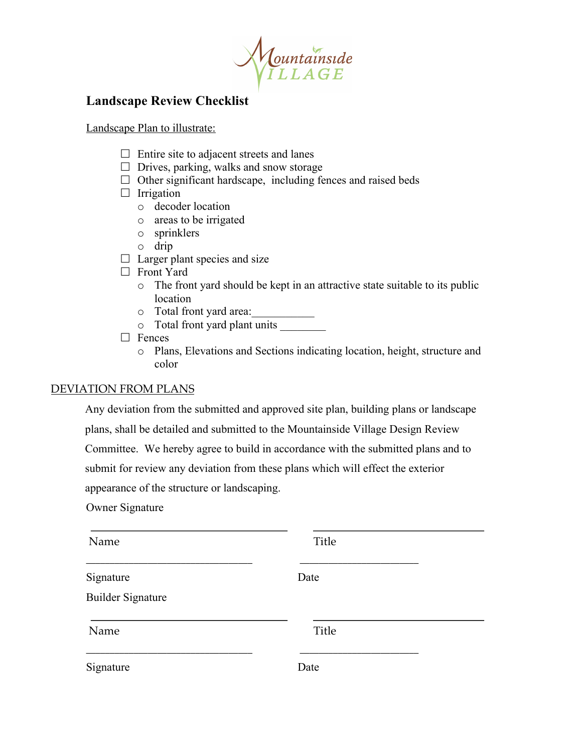Mountainside VILLAGE

## Landscape Review Checklist

Landscape Plan to illustrate:

- ☐ Entire site to adjacent streets and lanes
- ☐ Drives, parking, walks and snow storage
- ☐ Other significant hardscape, including fences and raised beds
- ☐ Irrigation
  - decoder location
  - areas to be irrigated
  - sprinklers
  - drip
- ☐ Larger plant species and size
- ☐ Front Yard
  - The front yard should be kept in an attractive state suitable to its public location
  - Total front yard area:___________
  - Total front yard plant units ________
- ☐ Fences
  - Plans, Elevations and Sections indicating location, height, structure and color

DEVIATION FROM PLANS

Any deviation from the submitted and approved site plan, building plans or landscape plans, shall be detailed and submitted to the Mountainside Village Design Review Committee. We hereby agree to build in accordance with the submitted plans and to submit for review any deviation from these plans which will effect the exterior appearance of the structure or landscaping.

Owner Signature

____________________________ ____________________________

Name Title

____________________________ ____________________

Signature Date

Builder Signature

____________________________ ____________________________

Name Title

____________________________ ____________________

Signature Date